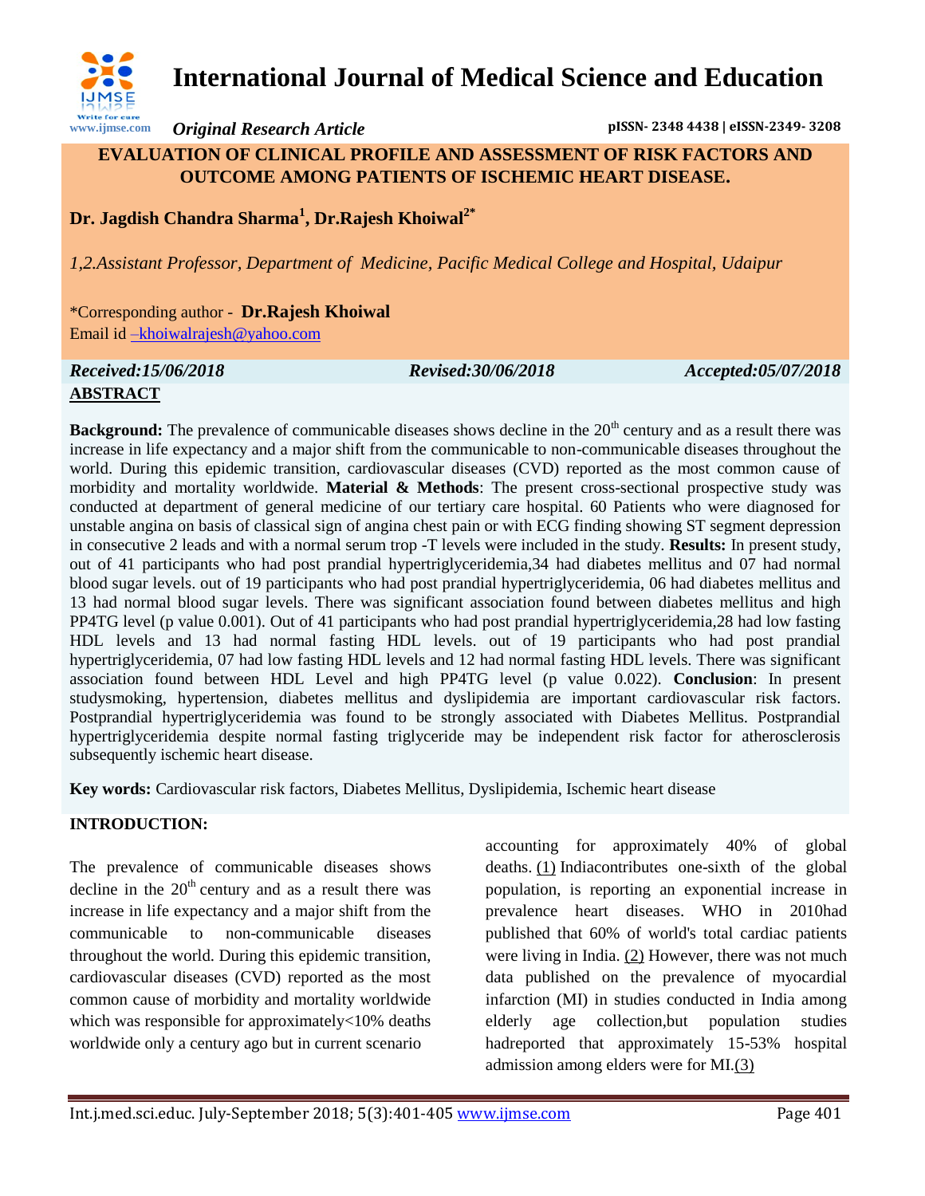# International Journal of Medical Science and Education

*Original Research Article*

pISSN- 2348 4438 | eISSN-2349- 3208

## EVALUATION OF CLINICAL PROFILE AND ASSESSMENT OF RISK FACTORS AND OUTCOME AMONG PATIENTS OF ISCHEMIC HEART DISEASE.

**Dr. Jagdish Chandra Sharma[1], Dr.Rajesh Khoiwal[2*]**

*1,2.Assistant Professor, Department of Medicine, Pacific Medical College and Hospital, Udaipur*

*Corresponding author - **Dr.Rajesh Khoiwal**
Email id –khoiwalrajesh@yahoo.com

*Received:15/06/2018* *Revised:30/06/2018* *Accepted:05/07/2018*

**ABSTRACT**

**Background:** The prevalence of communicable diseases shows decline in the 20th century and as a result there was increase in life expectancy and a major shift from the communicable to non-communicable diseases throughout the world. During this epidemic transition, cardiovascular diseases (CVD) reported as the most common cause of morbidity and mortality worldwide. **Material & Methods**: The present cross-sectional prospective study was conducted at department of general medicine of our tertiary care hospital. 60 Patients who were diagnosed for unstable angina on basis of classical sign of angina chest pain or with ECG finding showing ST segment depression in consecutive 2 leads and with a normal serum trop -T levels were included in the study. **Results:** In present study, out of 41 participants who had post prandial hypertriglyceridemia,34 had diabetes mellitus and 07 had normal blood sugar levels. out of 19 participants who had post prandial hypertriglyceridemia, 06 had diabetes mellitus and 13 had normal blood sugar levels. There was significant association found between diabetes mellitus and high PP4TG level (p value 0.001). Out of 41 participants who had post prandial hypertriglyceridemia,28 had low fasting HDL levels and 13 had normal fasting HDL levels. out of 19 participants who had post prandial hypertriglyceridemia, 07 had low fasting HDL levels and 12 had normal fasting HDL levels. There was significant association found between HDL Level and high PP4TG level (p value 0.022). **Conclusion**: In present studysmoking, hypertension, diabetes mellitus and dyslipidemia are important cardiovascular risk factors. Postprandial hypertriglyceridemia was found to be strongly associated with Diabetes Mellitus. Postprandial hypertriglyceridemia despite normal fasting triglyceride may be independent risk factor for atherosclerosis subsequently ischemic heart disease.

**Key words:** Cardiovascular risk factors, Diabetes Mellitus, Dyslipidemia, Ischemic heart disease

**INTRODUCTION:**

The prevalence of communicable diseases shows decline in the 20th century and as a result there was increase in life expectancy and a major shift from the communicable to non-communicable diseases throughout the world. During this epidemic transition, cardiovascular diseases (CVD) reported as the most common cause of morbidity and mortality worldwide which was responsible for approximately<10% deaths worldwide only a century ago but in current scenario accounting for approximately 40% of global deaths. (1) Indiacontributes one-sixth of the global population, is reporting an exponential increase in prevalence heart diseases. WHO in 2010had published that 60% of world's total cardiac patients were living in India. (2) However, there was not much data published on the prevalence of myocardial infarction (MI) in studies conducted in India among elderly age collection,but population studies hadreported that approximately 15-53% hospital admission among elders were for MI.(3)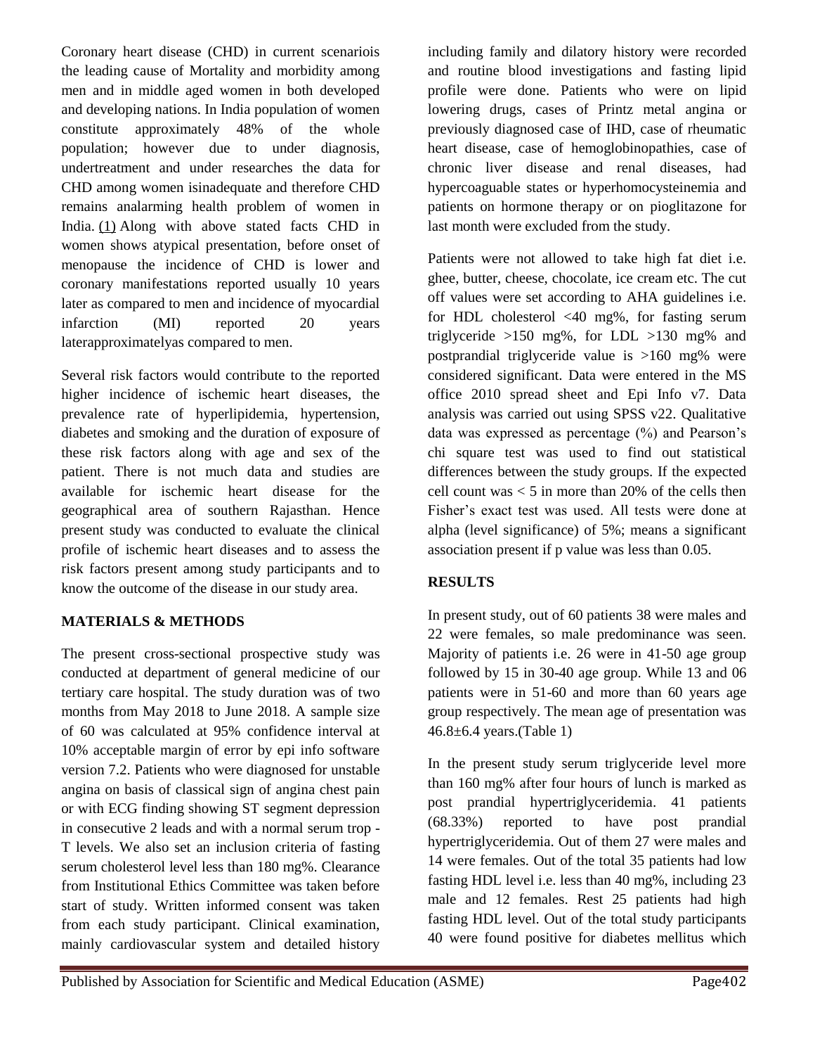Coronary heart disease (CHD) in current scenariois the leading cause of Mortality and morbidity among men and in middle aged women in both developed and developing nations. In India population of women constitute approximately 48% of the whole population; however due to under diagnosis, undertreatment and under researches the data for CHD among women isinadequate and therefore CHD remains analarming health problem of women in India. (1) Along with above stated facts CHD in women shows atypical presentation, before onset of menopause the incidence of CHD is lower and coronary manifestations reported usually 10 years later as compared to men and incidence of myocardial infarction (MI) reported 20 years laterapproximatelyas compared to men.

Several risk factors would contribute to the reported higher incidence of ischemic heart diseases, the prevalence rate of hyperlipidemia, hypertension, diabetes and smoking and the duration of exposure of these risk factors along with age and sex of the patient. There is not much data and studies are available for ischemic heart disease for the geographical area of southern Rajasthan. Hence present study was conducted to evaluate the clinical profile of ischemic heart diseases and to assess the risk factors present among study participants and to know the outcome of the disease in our study area.

## MATERIALS & METHODS

The present cross-sectional prospective study was conducted at department of general medicine of our tertiary care hospital. The study duration was of two months from May 2018 to June 2018. A sample size of 60 was calculated at 95% confidence interval at 10% acceptable margin of error by epi info software version 7.2. Patients who were diagnosed for unstable angina on basis of classical sign of angina chest pain or with ECG finding showing ST segment depression in consecutive 2 leads and with a normal serum trop - T levels. We also set an inclusion criteria of fasting serum cholesterol level less than 180 mg%. Clearance from Institutional Ethics Committee was taken before start of study. Written informed consent was taken from each study participant. Clinical examination, mainly cardiovascular system and detailed history including family and dilatory history were recorded and routine blood investigations and fasting lipid profile were done. Patients who were on lipid lowering drugs, cases of Printz metal angina or previously diagnosed case of IHD, case of rheumatic heart disease, case of hemoglobinopathies, case of chronic liver disease and renal diseases, had hypercoaguable states or hyperhomocysteinemia and patients on hormone therapy or on pioglitazone for last month were excluded from the study.

Patients were not allowed to take high fat diet i.e. ghee, butter, cheese, chocolate, ice cream etc. The cut off values were set according to AHA guidelines i.e. for HDL cholesterol <40 mg%, for fasting serum triglyceride >150 mg%, for LDL >130 mg% and postprandial triglyceride value is >160 mg% were considered significant. Data were entered in the MS office 2010 spread sheet and Epi Info v7. Data analysis was carried out using SPSS v22. Qualitative data was expressed as percentage (%) and Pearson's chi square test was used to find out statistical differences between the study groups. If the expected cell count was < 5 in more than 20% of the cells then Fisher's exact test was used. All tests were done at alpha (level significance) of 5%; means a significant association present if p value was less than 0.05.

## RESULTS

In present study, out of 60 patients 38 were males and 22 were females, so male predominance was seen. Majority of patients i.e. 26 were in 41-50 age group followed by 15 in 30-40 age group. While 13 and 06 patients were in 51-60 and more than 60 years age group respectively. The mean age of presentation was 46.8±6.4 years.(Table 1)

In the present study serum triglyceride level more than 160 mg% after four hours of lunch is marked as post prandial hypertriglyceridemia. 41 patients (68.33%) reported to have post prandial hypertriglyceridemia. Out of them 27 were males and 14 were females. Out of the total 35 patients had low fasting HDL level i.e. less than 40 mg%, including 23 male and 12 females. Rest 25 patients had high fasting HDL level. Out of the total study participants 40 were found positive for diabetes mellitus which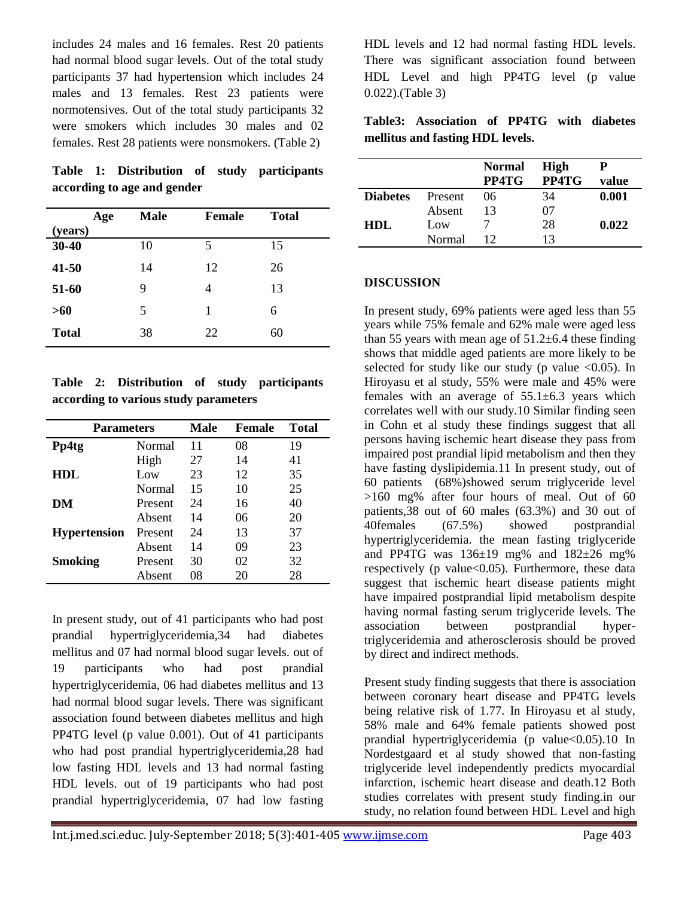includes 24 males and 16 females. Rest 20 patients had normal blood sugar levels. Out of the total study participants 37 had hypertension which includes 24 males and 13 females. Rest 23 patients were normotensives. Out of the total study participants 32 were smokers which includes 30 males and 02 females. Rest 28 patients were nonsmokers. (Table 2)

**Table 1: Distribution of study participants according to age and gender**

| Age (years) | Male | Female | Total |
|---|---|---|---|
| **30-40** | 10 | 5 | 15 |
| **41-50** | 14 | 12 | 26 |
| **51-60** | 9 | 4 | 13 |
| **>60** | 5 | 1 | 6 |
| **Total** | 38 | 22 | 60 |

**Table 2: Distribution of study participants according to various study parameters**

| Parameters | | Male | Female | Total |
|---|---|---|---|---|
| **Pp4tg** | Normal | 11 | 08 | 19 |
| | High | 27 | 14 | 41 |
| **HDL** | Low | 23 | 12 | 35 |
| | Normal | 15 | 10 | 25 |
| **DM** | Present | 24 | 16 | 40 |
| | Absent | 14 | 06 | 20 |
| **Hypertension** | Present | 24 | 13 | 37 |
| | Absent | 14 | 09 | 23 |
| **Smoking** | Present | 30 | 02 | 32 |
| | Absent | 08 | 20 | 28 |

In present study, out of 41 participants who had post prandial hypertriglyceridemia,34 had diabetes mellitus and 07 had normal blood sugar levels. out of 19 participants who had post prandial hypertriglyceridemia, 06 had diabetes mellitus and 13 had normal blood sugar levels. There was significant association found between diabetes mellitus and high PP4TG level (p value 0.001). Out of 41 participants who had post prandial hypertriglyceridemia,28 had low fasting HDL levels and 13 had normal fasting HDL levels. out of 19 participants who had post prandial hypertriglyceridemia, 07 had low fasting HDL levels and 12 had normal fasting HDL levels. There was significant association found between HDL Level and high PP4TG level (p value 0.022).(Table 3)

**Table3: Association of PP4TG with diabetes mellitus and fasting HDL levels.**

| | | Normal PP4TG | High PP4TG | P value |
|---|---|---|---|---|
| **Diabetes** | Present | 06 | 34 | **0.001** |
| | Absent | 13 | 07 | |
| **HDL** | Low | 7 | 28 | **0.022** |
| | Normal | 12 | 13 | |

## DISCUSSION

In present study, 69% patients were aged less than 55 years while 75% female and 62% male were aged less than 55 years with mean age of 51.2±6.4 these finding shows that middle aged patients are more likely to be selected for study like our study (p value <0.05). In Hiroyasu et al study, 55% were male and 45% were females with an average of 55.1±6.3 years which correlates well with our study.10 Similar finding seen in Cohn et al study these findings suggest that all persons having ischemic heart disease they pass from impaired post prandial lipid metabolism and then they have fasting dyslipidemia.11 In present study, out of 60 patients (68%)showed serum triglyceride level >160 mg% after four hours of meal. Out of 60 patients,38 out of 60 males (63.3%) and 30 out of 40females (67.5%) showed postprandial hypertriglyceridemia. the mean fasting triglyceride and PP4TG was 136±19 mg% and 182±26 mg% respectively (p value<0.05). Furthermore, these data suggest that ischemic heart disease patients might have impaired postprandial lipid metabolism despite having normal fasting serum triglyceride levels. The association between postprandial hyper-triglyceridemia and atherosclerosis should be proved by direct and indirect methods.

Present study finding suggests that there is association between coronary heart disease and PP4TG levels being relative risk of 1.77. In Hiroyasu et al study, 58% male and 64% female patients showed post prandial hypertriglyceridemia (p value<0.05).10 In Nordestgaard et al study showed that non-fasting triglyceride level independently predicts myocardial infarction, ischemic heart disease and death.12 Both studies correlates with present study finding.in our study, no relation found between HDL Level and high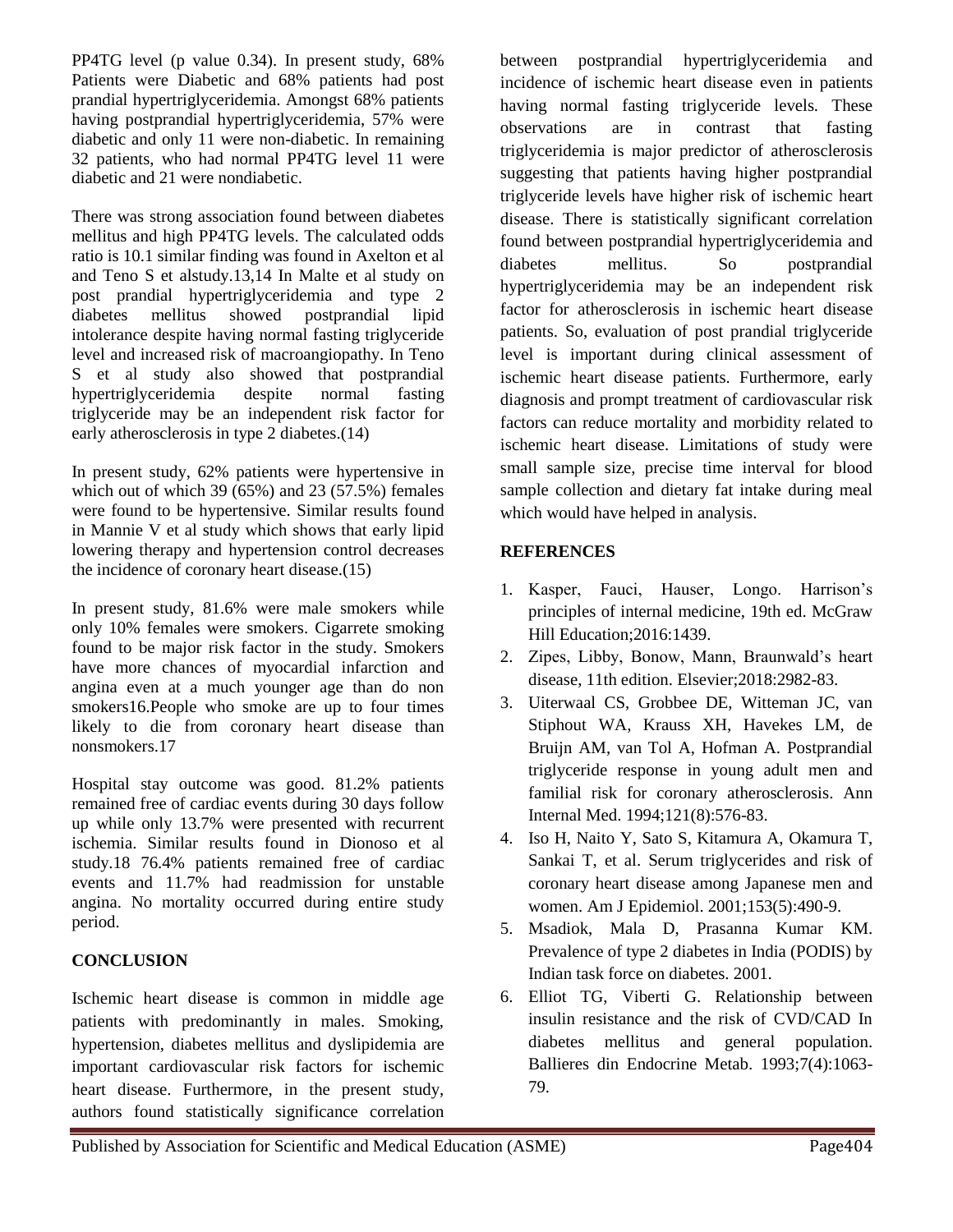PP4TG level (p value 0.34). In present study, 68% Patients were Diabetic and 68% patients had post prandial hypertriglyceridemia. Amongst 68% patients having postprandial hypertriglyceridemia, 57% were diabetic and only 11 were non-diabetic. In remaining 32 patients, who had normal PP4TG level 11 were diabetic and 21 were nondiabetic.

There was strong association found between diabetes mellitus and high PP4TG levels. The calculated odds ratio is 10.1 similar finding was found in Axelton et al and Teno S et alstudy.13,14 In Malte et al study on post prandial hypertriglyceridemia and type 2 diabetes mellitus showed postprandial lipid intolerance despite having normal fasting triglyceride level and increased risk of macroangiopathy. In Teno S et al study also showed that postprandial hypertriglyceridemia despite normal fasting triglyceride may be an independent risk factor for early atherosclerosis in type 2 diabetes.(14)

In present study, 62% patients were hypertensive in which out of which 39 (65%) and 23 (57.5%) females were found to be hypertensive. Similar results found in Mannie V et al study which shows that early lipid lowering therapy and hypertension control decreases the incidence of coronary heart disease.(15)

In present study, 81.6% were male smokers while only 10% females were smokers. Cigarrete smoking found to be major risk factor in the study. Smokers have more chances of myocardial infarction and angina even at a much younger age than do non smokers16.People who smoke are up to four times likely to die from coronary heart disease than nonsmokers.17

Hospital stay outcome was good. 81.2% patients remained free of cardiac events during 30 days follow up while only 13.7% were presented with recurrent ischemia. Similar results found in Dionoso et al study.18 76.4% patients remained free of cardiac events and 11.7% had readmission for unstable angina. No mortality occurred during entire study period.

## CONCLUSION

Ischemic heart disease is common in middle age patients with predominantly in males. Smoking, hypertension, diabetes mellitus and dyslipidemia are important cardiovascular risk factors for ischemic heart disease. Furthermore, in the present study, authors found statistically significance correlation between postprandial hypertriglyceridemia and incidence of ischemic heart disease even in patients having normal fasting triglyceride levels. These observations are in contrast that fasting triglyceridemia is major predictor of atherosclerosis suggesting that patients having higher postprandial triglyceride levels have higher risk of ischemic heart disease. There is statistically significant correlation found between postprandial hypertriglyceridemia and diabetes mellitus. So postprandial hypertriglyceridemia may be an independent risk factor for atherosclerosis in ischemic heart disease patients. So, evaluation of post prandial triglyceride level is important during clinical assessment of ischemic heart disease patients. Furthermore, early diagnosis and prompt treatment of cardiovascular risk factors can reduce mortality and morbidity related to ischemic heart disease. Limitations of study were small sample size, precise time interval for blood sample collection and dietary fat intake during meal which would have helped in analysis.

## REFERENCES

1. Kasper, Fauci, Hauser, Longo. Harrison's principles of internal medicine, 19th ed. McGraw Hill Education;2016:1439.
2. Zipes, Libby, Bonow, Mann, Braunwald's heart disease, 11th edition. Elsevier;2018:2982-83.
3. Uiterwaal CS, Grobbee DE, Witteman JC, van Stiphout WA, Krauss XH, Havekes LM, de Bruijn AM, van Tol A, Hofman A. Postprandial triglyceride response in young adult men and familial risk for coronary atherosclerosis. Ann Internal Med. 1994;121(8):576-83.
4. Iso H, Naito Y, Sato S, Kitamura A, Okamura T, Sankai T, et al. Serum triglycerides and risk of coronary heart disease among Japanese men and women. Am J Epidemiol. 2001;153(5):490-9.
5. Msadiok, Mala D, Prasanna Kumar KM. Prevalence of type 2 diabetes in India (PODIS) by Indian task force on diabetes. 2001.
6. Elliot TG, Viberti G. Relationship between insulin resistance and the risk of CVD/CAD In diabetes mellitus and general population. Ballieres din Endocrine Metab. 1993;7(4):1063-79.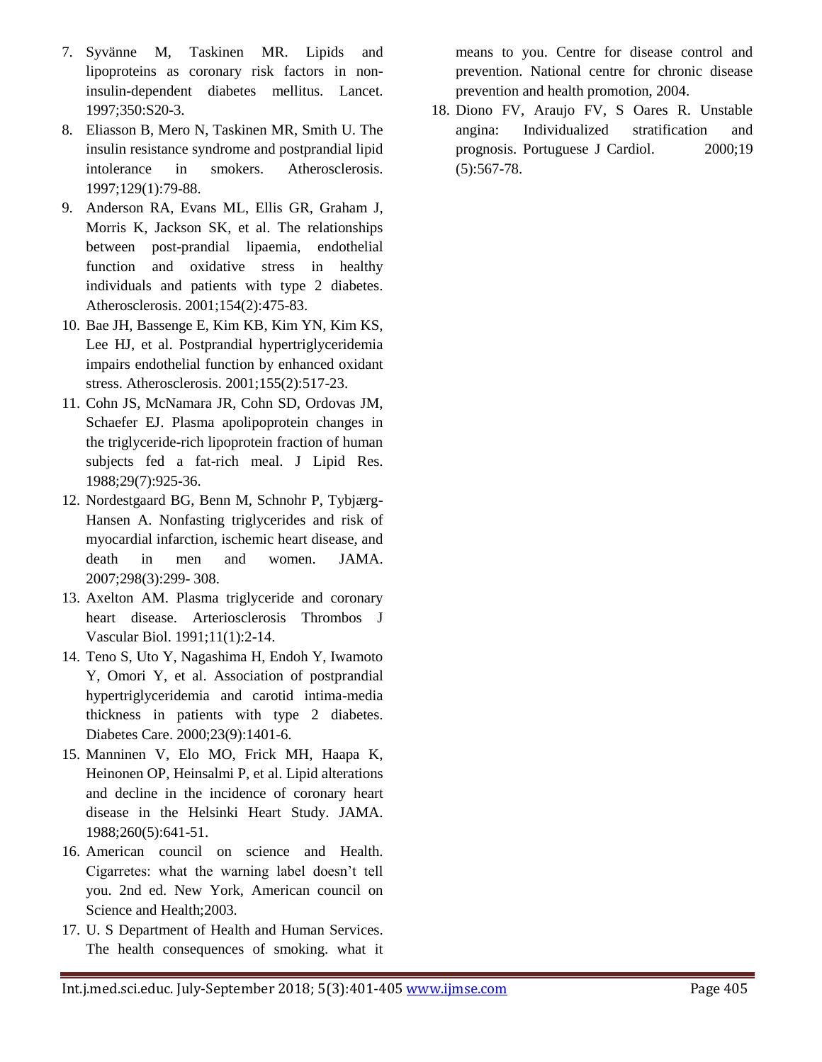7. Syvänne M, Taskinen MR. Lipids and lipoproteins as coronary risk factors in non-insulin-dependent diabetes mellitus. Lancet. 1997;350:S20-3.
8. Eliasson B, Mero N, Taskinen MR, Smith U. The insulin resistance syndrome and postprandial lipid intolerance in smokers. Atherosclerosis. 1997;129(1):79-88.
9. Anderson RA, Evans ML, Ellis GR, Graham J, Morris K, Jackson SK, et al. The relationships between post-prandial lipaemia, endothelial function and oxidative stress in healthy individuals and patients with type 2 diabetes. Atherosclerosis. 2001;154(2):475-83.
10. Bae JH, Bassenge E, Kim KB, Kim YN, Kim KS, Lee HJ, et al. Postprandial hypertriglyceridemia impairs endothelial function by enhanced oxidant stress. Atherosclerosis. 2001;155(2):517-23.
11. Cohn JS, McNamara JR, Cohn SD, Ordovas JM, Schaefer EJ. Plasma apolipoprotein changes in the triglyceride-rich lipoprotein fraction of human subjects fed a fat-rich meal. J Lipid Res. 1988;29(7):925-36.
12. Nordestgaard BG, Benn M, Schnohr P, Tybjærg-Hansen A. Nonfasting triglycerides and risk of myocardial infarction, ischemic heart disease, and death in men and women. JAMA. 2007;298(3):299- 308.
13. Axelton AM. Plasma triglyceride and coronary heart disease. Arteriosclerosis Thrombos J Vascular Biol. 1991;11(1):2-14.
14. Teno S, Uto Y, Nagashima H, Endoh Y, Iwamoto Y, Omori Y, et al. Association of postprandial hypertriglyceridemia and carotid intima-media thickness in patients with type 2 diabetes. Diabetes Care. 2000;23(9):1401-6.
15. Manninen V, Elo MO, Frick MH, Haapa K, Heinonen OP, Heinsalmi P, et al. Lipid alterations and decline in the incidence of coronary heart disease in the Helsinki Heart Study. JAMA. 1988;260(5):641-51.
16. American council on science and Health. Cigarretes: what the warning label doesn't tell you. 2nd ed. New York, American council on Science and Health;2003.
17. U. S Department of Health and Human Services. The health consequences of smoking. what it means to you. Centre for disease control and prevention. National centre for chronic disease prevention and health promotion, 2004.
18. Diono FV, Araujo FV, S Oares R. Unstable angina: Individualized stratification and prognosis. Portuguese J Cardiol. 2000;19 (5):567-78.